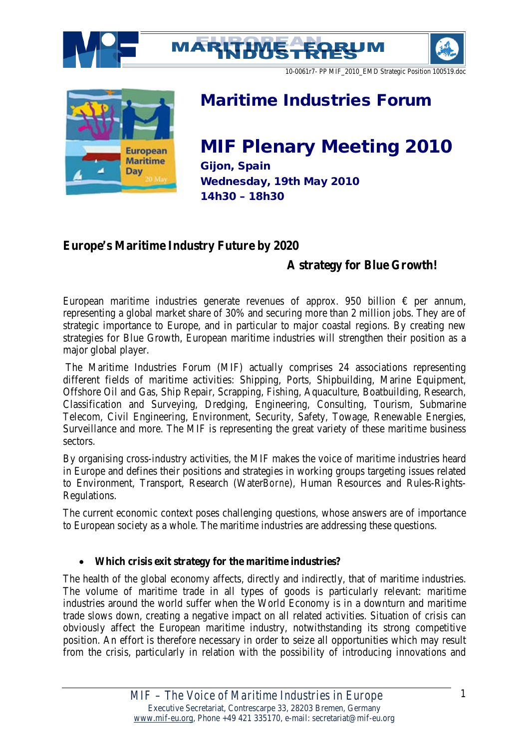# Maritime Industries Forum

# MIF Plenary Meeting 2010

**Gijon, Spain**
**Wednesday, 19th May 2010**
**14h30 – 18h30**

## Europe's Maritime Industry Future by 2020

**A strategy for Blue Growth!**

European maritime industries generate revenues of approx. 950 billion € per annum, representing a global market share of 30% and securing more than 2 million jobs. They are of strategic importance to Europe, and in particular to major coastal regions. By creating new strategies for Blue Growth, European maritime industries will strengthen their position as a major global player.

The Maritime Industries Forum (MIF) actually comprises 24 associations representing different fields of maritime activities: Shipping, Ports, Shipbuilding, Marine Equipment, Offshore Oil and Gas, Ship Repair, Scrapping, Fishing, Aquaculture, Boatbuilding, Research, Classification and Surveying, Dredging, Engineering, Consulting, Tourism, Submarine Telecom, Civil Engineering, Environment, Security, Safety, Towage, Renewable Energies, Surveillance and more. The MIF is representing the great variety of these maritime business sectors.

By organising cross-industry activities, the MIF makes the voice of maritime industries heard in Europe and defines their positions and strategies in working groups targeting issues related to Environment, Transport, Research (Water*Borne*), Human Resources and Rules-Rights-Regulations.

The current economic context poses challenging questions, whose answers are of importance to European society as a whole. The maritime industries are addressing these questions.

- **Which crisis exit strategy for the maritime industries?**

The health of the global economy affects, directly and indirectly, that of maritime industries. The volume of maritime trade in all types of goods is particularly relevant: maritime industries around the world suffer when the World Economy is in a downturn and maritime trade slows down, creating a negative impact on all related activities. Situation of crisis can obviously affect the European maritime industry, notwithstanding its strong competitive position. An effort is therefore necessary in order to seize all opportunities which may result from the crisis, particularly in relation with the possibility of introducing innovations and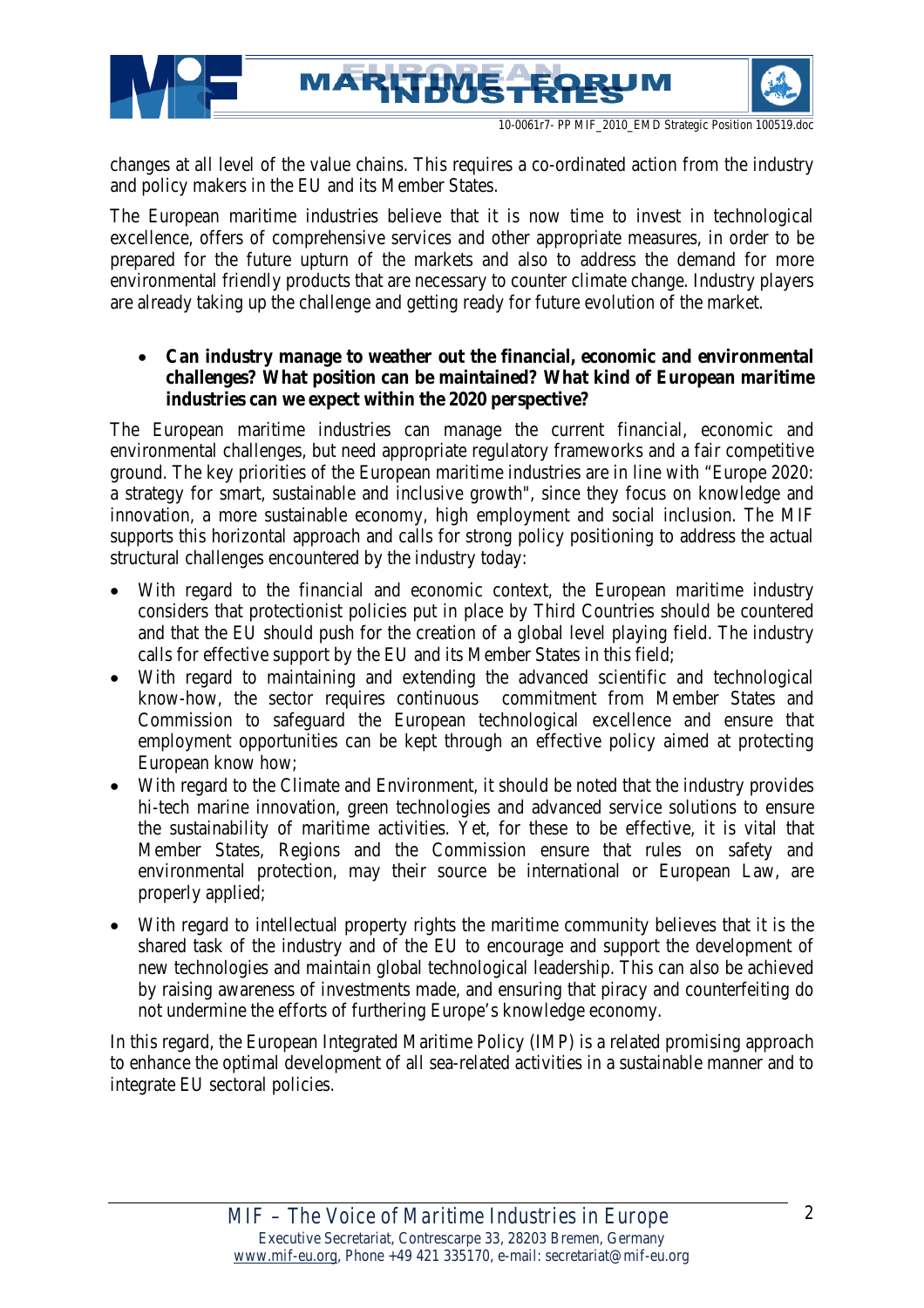changes at all level of the value chains. This requires a co-ordinated action from the industry and policy makers in the EU and its Member States.

The European maritime industries believe that it is now time to invest in technological excellence, offers of comprehensive services and other appropriate measures, in order to be prepared for the future upturn of the markets and also to address the demand for more environmental friendly products that are necessary to counter climate change. Industry players are already taking up the challenge and getting ready for future evolution of the market.

- **Can industry manage to weather out the financial, economic and environmental challenges? What position can be maintained? What kind of European maritime industries can we expect within the 2020 perspective?**

The European maritime industries can manage the current financial, economic and environmental challenges, but need appropriate regulatory frameworks and a fair competitive ground. The key priorities of the European maritime industries are in line with "Europe 2020: a strategy for smart, sustainable and inclusive growth", since they focus on knowledge and innovation, a more sustainable economy, high employment and social inclusion. The MIF supports this horizontal approach and calls for strong policy positioning to address the actual structural challenges encountered by the industry today:

- With regard to the financial and economic context, the European maritime industry considers that protectionist policies put in place by Third Countries should be countered and that the EU should push for the creation of a global level playing field. The industry calls for effective support by the EU and its Member States in this field;
- With regard to maintaining and extending the advanced scientific and technological know-how, the sector requires continuous commitment from Member States and Commission to safeguard the European technological excellence and ensure that employment opportunities can be kept through an effective policy aimed at protecting European know how;
- With regard to the Climate and Environment, it should be noted that the industry provides hi-tech marine innovation, green technologies and advanced service solutions to ensure the sustainability of maritime activities. Yet, for these to be effective, it is vital that Member States, Regions and the Commission ensure that rules on safety and environmental protection, may their source be international or European Law, are properly applied;
- With regard to intellectual property rights the maritime community believes that it is the shared task of the industry and of the EU to encourage and support the development of new technologies and maintain global technological leadership. This can also be achieved by raising awareness of investments made, and ensuring that piracy and counterfeiting do not undermine the efforts of furthering Europe's knowledge economy.

In this regard, the European Integrated Maritime Policy (IMP) is a related promising approach to enhance the optimal development of all sea-related activities in a sustainable manner and to integrate EU sectoral policies.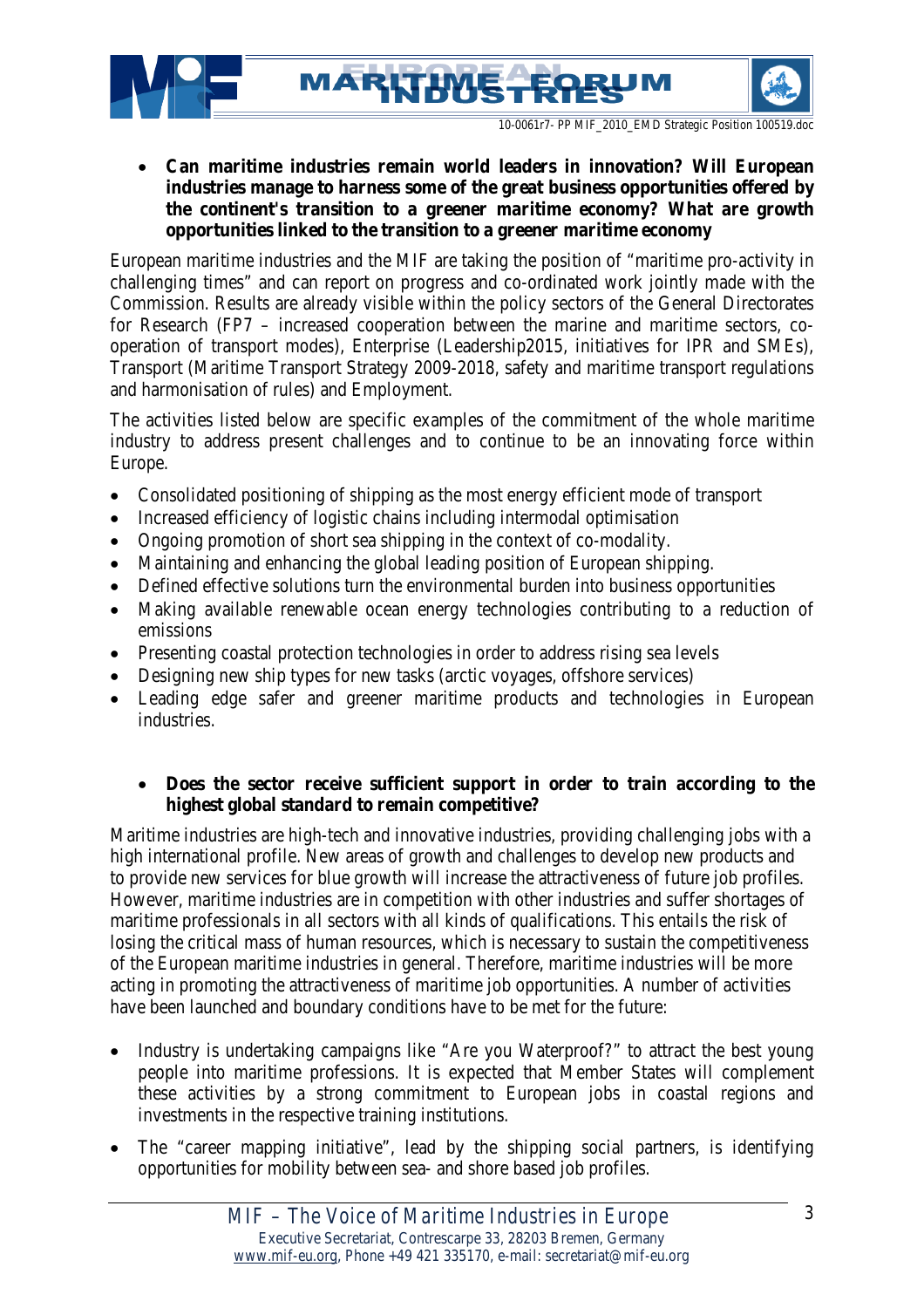- **Can maritime industries remain world leaders in innovation? Will European industries manage to harness some of the great business opportunities offered by the continent's transition to a greener maritime economy? What are growth opportunities linked to the transition to a greener maritime economy**

European maritime industries and the MIF are taking the position of "maritime pro-activity in challenging times" and can report on progress and co-ordinated work jointly made with the Commission. Results are already visible within the policy sectors of the General Directorates for Research (FP7 – increased cooperation between the marine and maritime sectors, co-operation of transport modes), Enterprise (Leadership2015, initiatives for IPR and SMEs), Transport (Maritime Transport Strategy 2009-2018, safety and maritime transport regulations and harmonisation of rules) and Employment.

The activities listed below are specific examples of the commitment of the whole maritime industry to address present challenges and to continue to be an innovating force within Europe.

- Consolidated positioning of shipping as the most energy efficient mode of transport
- Increased efficiency of logistic chains including intermodal optimisation
- Ongoing promotion of short sea shipping in the context of co-modality.
- Maintaining and enhancing the global leading position of European shipping.
- Defined effective solutions turn the environmental burden into business opportunities
- Making available renewable ocean energy technologies contributing to a reduction of emissions
- Presenting coastal protection technologies in order to address rising sea levels
- Designing new ship types for new tasks (arctic voyages, offshore services)
- Leading edge safer and greener maritime products and technologies in European industries.

- **Does the sector receive sufficient support in order to train according to the highest global standard to remain competitive?**

Maritime industries are high-tech and innovative industries, providing challenging jobs with a high international profile. New areas of growth and challenges to develop new products and to provide new services for blue growth will increase the attractiveness of future job profiles. However, maritime industries are in competition with other industries and suffer shortages of maritime professionals in all sectors with all kinds of qualifications. This entails the risk of losing the critical mass of human resources, which is necessary to sustain the competitiveness of the European maritime industries in general. Therefore, maritime industries will be more acting in promoting the attractiveness of maritime job opportunities. A number of activities have been launched and boundary conditions have to be met for the future:

- Industry is undertaking campaigns like "Are you Waterproof?" to attract the best young people into maritime professions. It is expected that Member States will complement these activities by a strong commitment to European jobs in coastal regions and investments in the respective training institutions.
- The "career mapping initiative", lead by the shipping social partners, is identifying opportunities for mobility between sea- and shore based job profiles.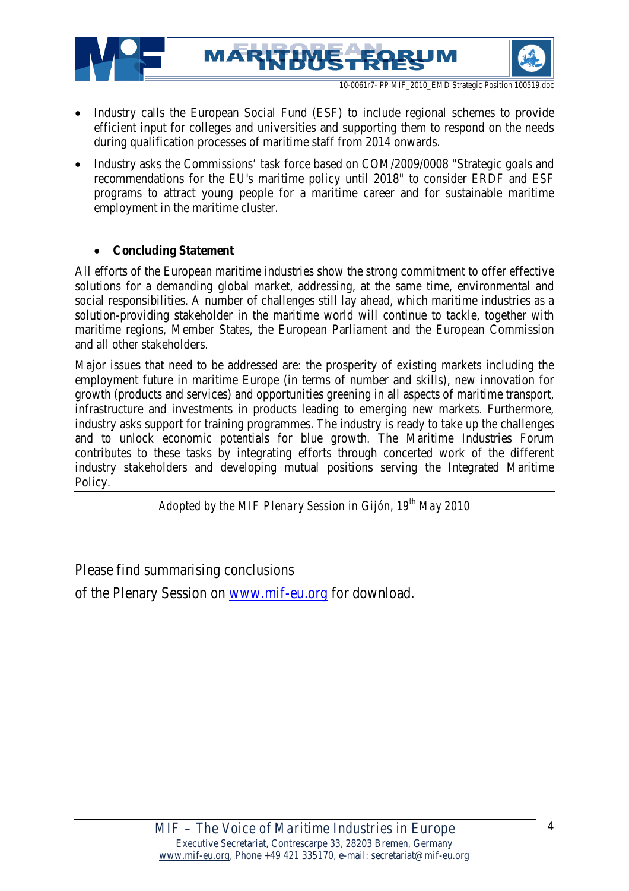- Industry calls the European Social Fund (ESF) to include regional schemes to provide efficient input for colleges and universities and supporting them to respond on the needs during qualification processes of maritime staff from 2014 onwards.
- Industry asks the Commissions' task force based on COM/2009/0008 "Strategic goals and recommendations for the EU's maritime policy until 2018" to consider ERDF and ESF programs to attract young people for a maritime career and for sustainable maritime employment in the maritime cluster.

- **Concluding Statement**

All efforts of the European maritime industries show the strong commitment to offer effective solutions for a demanding global market, addressing, at the same time, environmental and social responsibilities. A number of challenges still lay ahead, which maritime industries as a solution-providing stakeholder in the maritime world will continue to tackle, together with maritime regions, Member States, the European Parliament and the European Commission and all other stakeholders.

Major issues that need to be addressed are: the prosperity of existing markets including the employment future in maritime Europe (in terms of number and skills), new innovation for growth (products and services) and opportunities greening in all aspects of maritime transport, infrastructure and investments in products leading to emerging new markets. Furthermore, industry asks support for training programmes. The industry is ready to take up the challenges and to unlock economic potentials for blue growth. The Maritime Industries Forum contributes to these tasks by integrating efforts through concerted work of the different industry stakeholders and developing mutual positions serving the Integrated Maritime Policy.

*Adopted by the MIF Plenary Session in Gijón, 19th May 2010*

Please find summarising conclusions
of the Plenary Session on www.mif-eu.org for download.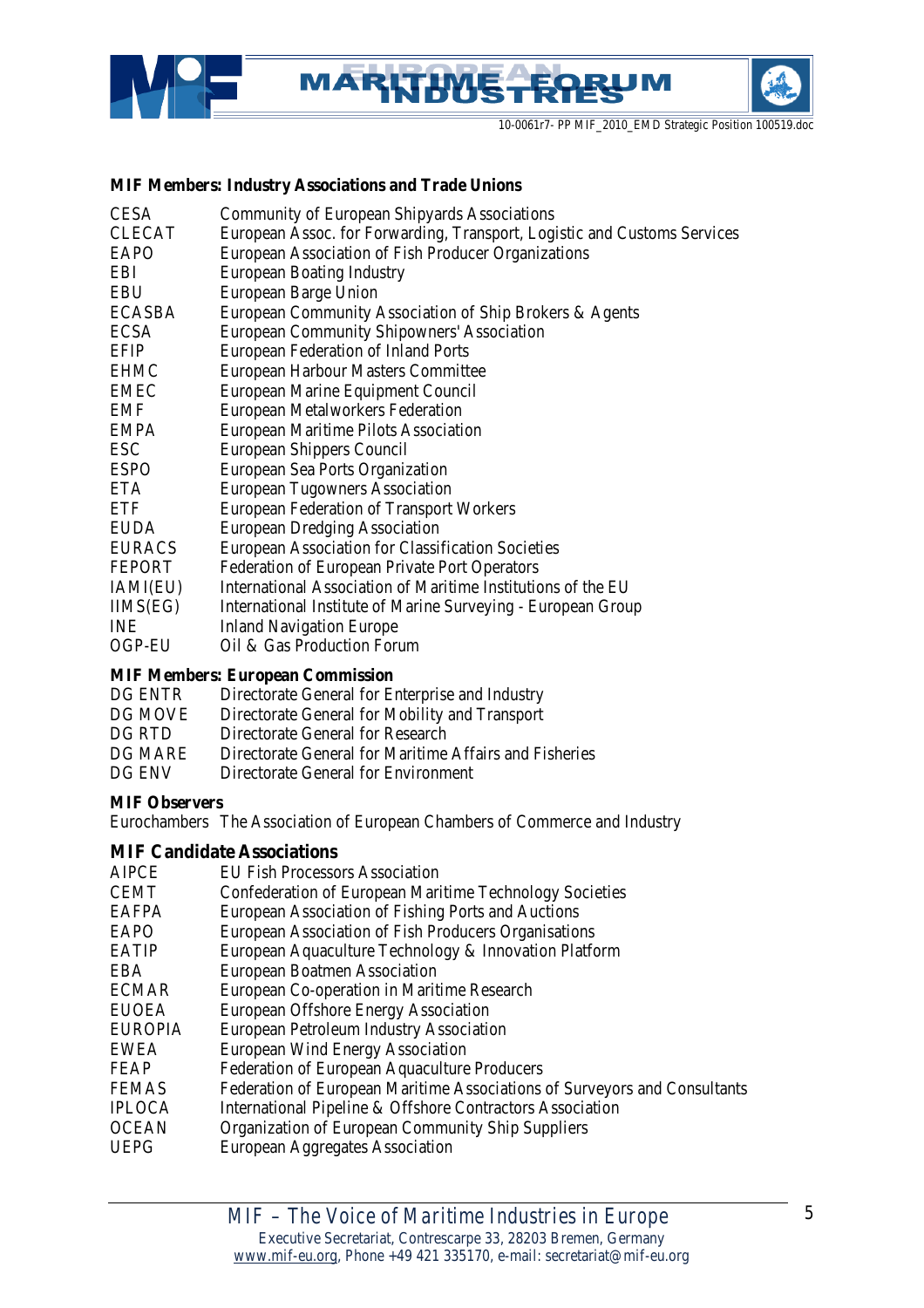## MIF Members: Industry Associations and Trade Unions

| | |
|---|---|
| CESA | Community of European Shipyards Associations |
| CLECAT | European Assoc. for Forwarding, Transport, Logistic and Customs Services |
| EAPO | European Association of Fish Producer Organizations |
| EBI | European Boating Industry |
| EBU | European Barge Union |
| ECASBA | European Community Association of Ship Brokers & Agents |
| ECSA | European Community Shipowners' Association |
| EFIP | European Federation of Inland Ports |
| EHMC | European Harbour Masters Committee |
| EMEC | European Marine Equipment Council |
| EMF | European Metalworkers Federation |
| EMPA | European Maritime Pilots Association |
| ESC | European Shippers Council |
| ESPO | European Sea Ports Organization |
| ETA | European Tugowners Association |
| ETF | European Federation of Transport Workers |
| EUDA | European Dredging Association |
| EURACS | European Association for Classification Societies |
| FEPORT | Federation of European Private Port Operators |
| IAMI(EU) | International Association of Maritime Institutions of the EU |
| IIMS(EG) | International Institute of Marine Surveying - European Group |
| INE | Inland Navigation Europe |
| OGP-EU | Oil & Gas Production Forum |

## MIF Members: European Commission

| | |
|---|---|
| DG ENTR | Directorate General for Enterprise and Industry |
| DG MOVE | Directorate General for Mobility and Transport |
| DG RTD | Directorate General for Research |
| DG MARE | Directorate General for Maritime Affairs and Fisheries |
| DG ENV | Directorate General for Environment |

## MIF Observers

Eurochambers The Association of European Chambers of Commerce and Industry

## MIF Candidate Associations

| | |
|---|---|
| AIPCE | EU Fish Processors Association |
| CEMT | Confederation of European Maritime Technology Societies |
| EAFPA | European Association of Fishing Ports and Auctions |
| EAPO | European Association of Fish Producers Organisations |
| EATIP | European Aquaculture Technology & Innovation Platform |
| EBA | European Boatmen Association |
| ECMAR | European Co-operation in Maritime Research |
| EUOEA | European Offshore Energy Association |
| EUROPIA | European Petroleum Industry Association |
| EWEA | European Wind Energy Association |
| FEAP | Federation of European Aquaculture Producers |
| FEMAS | Federation of European Maritime Associations of Surveyors and Consultants |
| IPLOCA | International Pipeline & Offshore Contractors Association |
| OCEAN | Organization of European Community Ship Suppliers |
| UEPG | European Aggregates Association |